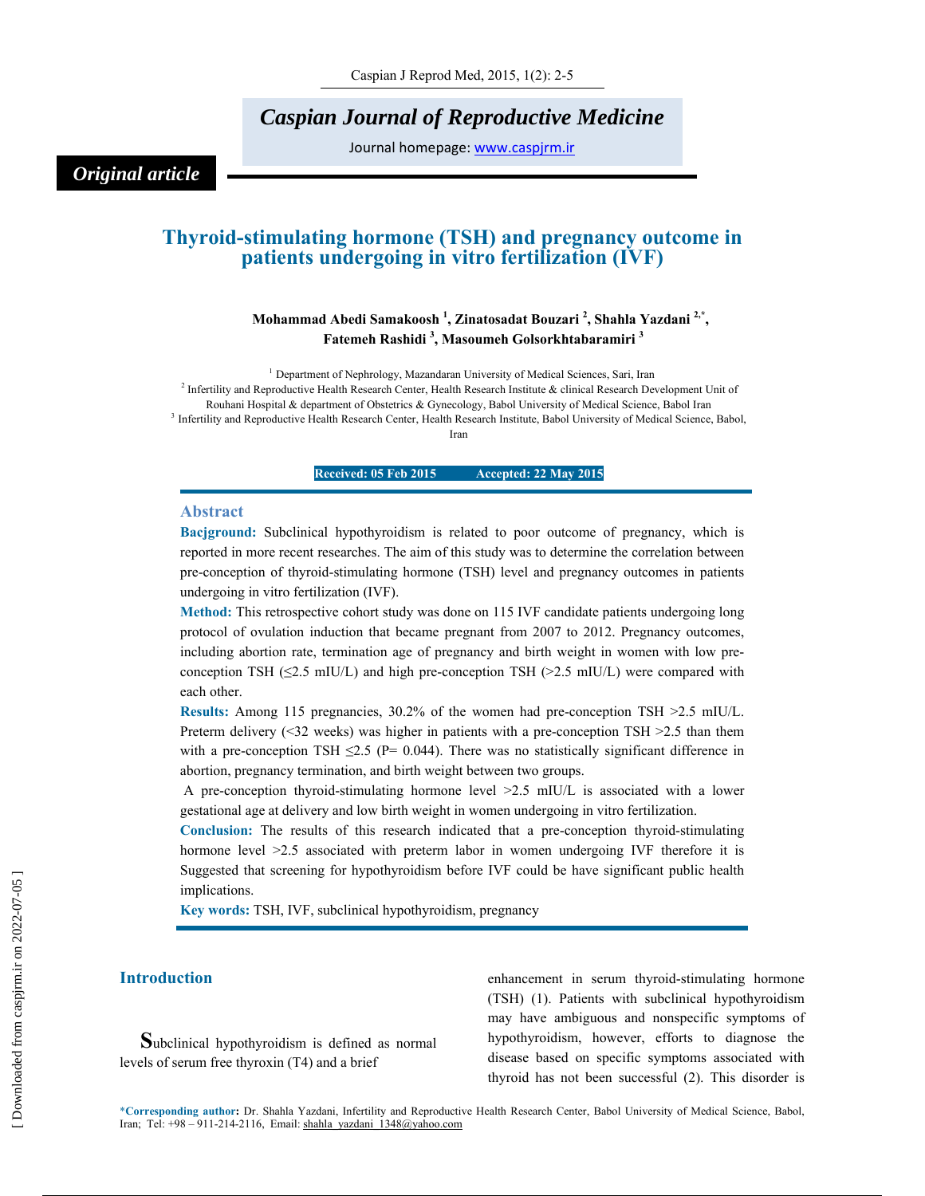*Original article*

# Thyroid-stimulating hormone (TSH) and pregnancy outcome in patients undergoing in vitro fertilization (IVF)

**Mohammad Abedi Samakoosh [1], Zinatosadat Bouzari [2], Shahla Yazdani [2,*], Fatemeh Rashidi [3], Masoumeh Golsorkhtabaramiri [3]**

[1] Department of Nephrology, Mazandaran University of Medical Sciences, Sari, Iran
[2] Infertility and Reproductive Health Research Center, Health Research Institute & clinical Research Development Unit of Rouhani Hospital & department of Obstetrics & Gynecology, Babol University of Medical Science, Babol Iran
[3] Infertility and Reproductive Health Research Center, Health Research Institute, Babol University of Medical Science, Babol, Iran

**Received: 05 Feb 2015 Accepted: 22 May 2015**

## Abstract

**Bacjground:** Subclinical hypothyroidism is related to poor outcome of pregnancy, which is reported in more recent researches. The aim of this study was to determine the correlation between pre-conception of thyroid-stimulating hormone (TSH) level and pregnancy outcomes in patients undergoing in vitro fertilization (IVF).

**Method:** This retrospective cohort study was done on 115 IVF candidate patients undergoing long protocol of ovulation induction that became pregnant from 2007 to 2012. Pregnancy outcomes, including abortion rate, termination age of pregnancy and birth weight in women with low pre-conception TSH (≤2.5 mIU/L) and high pre-conception TSH (>2.5 mIU/L) were compared with each other.

**Results:** Among 115 pregnancies, 30.2% of the women had pre-conception TSH >2.5 mIU/L. Preterm delivery (<32 weeks) was higher in patients with a pre-conception TSH >2.5 than them with a pre-conception TSH ≤2.5 (P= 0.044). There was no statistically significant difference in abortion, pregnancy termination, and birth weight between two groups.

A pre-conception thyroid-stimulating hormone level >2.5 mIU/L is associated with a lower gestational age at delivery and low birth weight in women undergoing in vitro fertilization.

**Conclusion:** The results of this research indicated that a pre-conception thyroid-stimulating hormone level >2.5 associated with preterm labor in women undergoing IVF therefore it is Suggested that screening for hypothyroidism before IVF could be have significant public health implications.

**Key words:** TSH, IVF, subclinical hypothyroidism, pregnancy

## Introduction

Subclinical hypothyroidism is defined as normal levels of serum free thyroxin (T4) and a brief enhancement in serum thyroid-stimulating hormone (TSH) (1). Patients with subclinical hypothyroidism may have ambiguous and nonspecific symptoms of hypothyroidism, however, efforts to diagnose the disease based on specific symptoms associated with thyroid has not been successful (2). This disorder is

*Corresponding author: Dr. Shahla Yazdani, Infertility and Reproductive Health Research Center, Babol University of Medical Science, Babol, Iran; Tel: +98 – 911-214-2116, Email: shahla_yazdani_1348@yahoo.com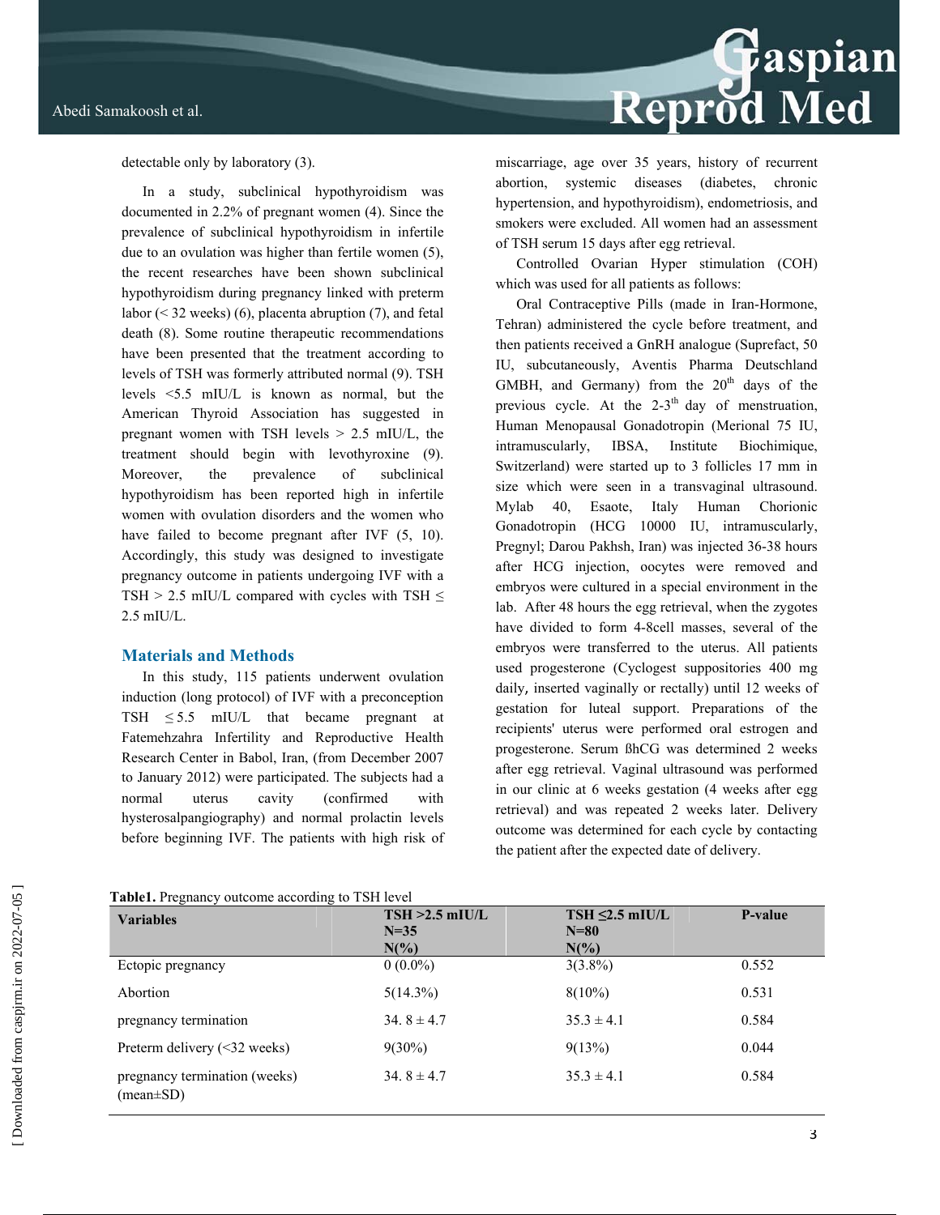detectable only by laboratory (3).

In a study, subclinical hypothyroidism was documented in 2.2% of pregnant women (4). Since the prevalence of subclinical hypothyroidism in infertile due to an ovulation was higher than fertile women (5), the recent researches have been shown subclinical hypothyroidism during pregnancy linked with preterm labor (< 32 weeks) (6), placenta abruption (7), and fetal death (8). Some routine therapeutic recommendations have been presented that the treatment according to levels of TSH was formerly attributed normal (9). TSH levels <5.5 mIU/L is known as normal, but the American Thyroid Association has suggested in pregnant women with TSH levels > 2.5 mIU/L, the treatment should begin with levothyroxine (9). Moreover, the prevalence of subclinical hypothyroidism has been reported high in infertile women with ovulation disorders and the women who have failed to become pregnant after IVF (5, 10). Accordingly, this study was designed to investigate pregnancy outcome in patients undergoing IVF with a TSH > 2.5 mIU/L compared with cycles with TSH ≤ 2.5 mIU/L.

## Materials and Methods

In this study, 115 patients underwent ovulation induction (long protocol) of IVF with a preconception TSH ≤ 5.5 mIU/L that became pregnant at Fatemehzahra Infertility and Reproductive Health Research Center in Babol, Iran, (from December 2007 to January 2012) were participated. The subjects had a normal uterus cavity (confirmed with hysterosalpangiography) and normal prolactin levels before beginning IVF. The patients with high risk of miscarriage, age over 35 years, history of recurrent abortion, systemic diseases (diabetes, chronic hypertension, and hypothyroidism), endometriosis, and smokers were excluded. All women had an assessment of TSH serum 15 days after egg retrieval.

Controlled Ovarian Hyper stimulation (COH) which was used for all patients as follows:

Oral Contraceptive Pills (made in Iran-Hormone, Tehran) administered the cycle before treatment, and then patients received a GnRH analogue (Suprefact, 50 IU, subcutaneously, Aventis Pharma Deutschland GMBH, and Germany) from the 20th days of the previous cycle. At the 2-3th day of menstruation, Human Menopausal Gonadotropin (Merional 75 IU, intramuscularly, IBSA, Institute Biochimique, Switzerland) were started up to 3 follicles 17 mm in size which were seen in a transvaginal ultrasound. Mylab 40, Esaote, Italy Human Chorionic Gonadotropin (HCG 10000 IU, intramuscularly, Pregnyl; Darou Pakhsh, Iran) was injected 36-38 hours after HCG injection, oocytes were removed and embryos were cultured in a special environment in the lab. After 48 hours the egg retrieval, when the zygotes have divided to form 4-8cell masses, several of the embryos were transferred to the uterus. All patients used progesterone (Cyclogest suppositories 400 mg daily, inserted vaginally or rectally) until 12 weeks of gestation for luteal support. Preparations of the recipients' uterus were performed oral estrogen and progesterone. Serum ßhCG was determined 2 weeks after egg retrieval. Vaginal ultrasound was performed in our clinic at 6 weeks gestation (4 weeks after egg retrieval) and was repeated 2 weeks later. Delivery outcome was determined for each cycle by contacting the patient after the expected date of delivery.

**Table1.** Pregnancy outcome according to TSH level

| Variables | TSH >2.5 mIU/L N=35 N(%) | TSH ≤2.5 mIU/L N=80 N(%) | P-value |
|---|---|---|---|
| Ectopic pregnancy | 0 (0.0%) | 3(3.8%) | 0.552 |
| Abortion | 5(14.3%) | 8(10%) | 0.531 |
| pregnancy termination | 34. 8 ± 4.7 | 35.3 ± 4.1 | 0.584 |
| Preterm delivery (<32 weeks) | 9(30%) | 9(13%) | 0.044 |
| pregnancy termination (weeks) (mean±SD) | 34. 8 ± 4.7 | 35.3 ± 4.1 | 0.584 |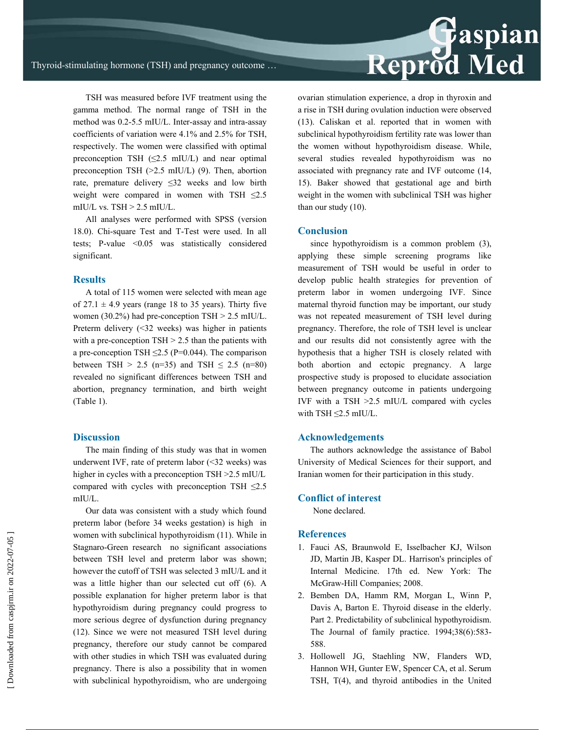TSH was measured before IVF treatment using the gamma method. The normal range of TSH in the method was 0.2-5.5 mIU/L. Inter-assay and intra-assay coefficients of variation were 4.1% and 2.5% for TSH, respectively. The women were classified with optimal preconception TSH (≤2.5 mIU/L) and near optimal preconception TSH (>2.5 mIU/L) (9). Then, abortion rate, premature delivery ≤32 weeks and low birth weight were compared in women with TSH ≤2.5 mIU/L vs. TSH > 2.5 mIU/L.

All analyses were performed with SPSS (version 18.0). Chi-square Test and T-Test were used. In all tests; P-value <0.05 was statistically considered significant.

## Results

A total of 115 women were selected with mean age of 27.1 ± 4.9 years (range 18 to 35 years). Thirty five women (30.2%) had pre-conception TSH > 2.5 mIU/L. Preterm delivery (<32 weeks) was higher in patients with a pre-conception TSH > 2.5 than the patients with a pre-conception TSH ≤2.5 (P=0.044). The comparison between TSH > 2.5 (n=35) and TSH ≤ 2.5 (n=80) revealed no significant differences between TSH and abortion, pregnancy termination, and birth weight (Table 1).

## Discussion

The main finding of this study was that in women underwent IVF, rate of preterm labor (<32 weeks) was higher in cycles with a preconception TSH >2.5 mIU/L compared with cycles with preconception TSH ≤2.5 mIU/L.

Our data was consistent with a study which found preterm labor (before 34 weeks gestation) is high in women with subclinical hypothyroidism (11). While in Stagnaro-Green research no significant associations between TSH level and preterm labor was shown; however the cutoff of TSH was selected 3 mIU/L and it was a little higher than our selected cut off (6). A possible explanation for higher preterm labor is that hypothyroidism during pregnancy could progress to more serious degree of dysfunction during pregnancy (12). Since we were not measured TSH level during pregnancy, therefore our study cannot be compared with other studies in which TSH was evaluated during pregnancy. There is also a possibility that in women with subclinical hypothyroidism, who are undergoing ovarian stimulation experience, a drop in thyroxin and a rise in TSH during ovulation induction were observed (13). Caliskan et al. reported that in women with subclinical hypothyroidism fertility rate was lower than the women without hypothyroidism disease. While, several studies revealed hypothyroidism was no associated with pregnancy rate and IVF outcome (14, 15). Baker showed that gestational age and birth weight in the women with subclinical TSH was higher than our study (10).

## Conclusion

since hypothyroidism is a common problem (3), applying these simple screening programs like measurement of TSH would be useful in order to develop public health strategies for prevention of preterm labor in women undergoing IVF. Since maternal thyroid function may be important, our study was not repeated measurement of TSH level during pregnancy. Therefore, the role of TSH level is unclear and our results did not consistently agree with the hypothesis that a higher TSH is closely related with both abortion and ectopic pregnancy. A large prospective study is proposed to elucidate association between pregnancy outcome in patients undergoing IVF with a TSH >2.5 mIU/L compared with cycles with TSH ≤2.5 mIU/L.

## Acknowledgements

The authors acknowledge the assistance of Babol University of Medical Sciences for their support, and Iranian women for their participation in this study.

## Conflict of interest

None declared.

## References

1. Fauci AS, Braunwold E, Isselbacher KJ, Wilson JD, Martin JB, Kasper DL. Harrison's principles of Internal Medicine. 17th ed. New York: The McGraw-Hill Companies; 2008.
2. Bemben DA, Hamm RM, Morgan L, Winn P, Davis A, Barton E. Thyroid disease in the elderly. Part 2. Predictability of subclinical hypothyroidism. The Journal of family practice. 1994;38(6):583-588.
3. Hollowell JG, Staehling NW, Flanders WD, Hannon WH, Gunter EW, Spencer CA, et al. Serum TSH, T(4), and thyroid antibodies in the United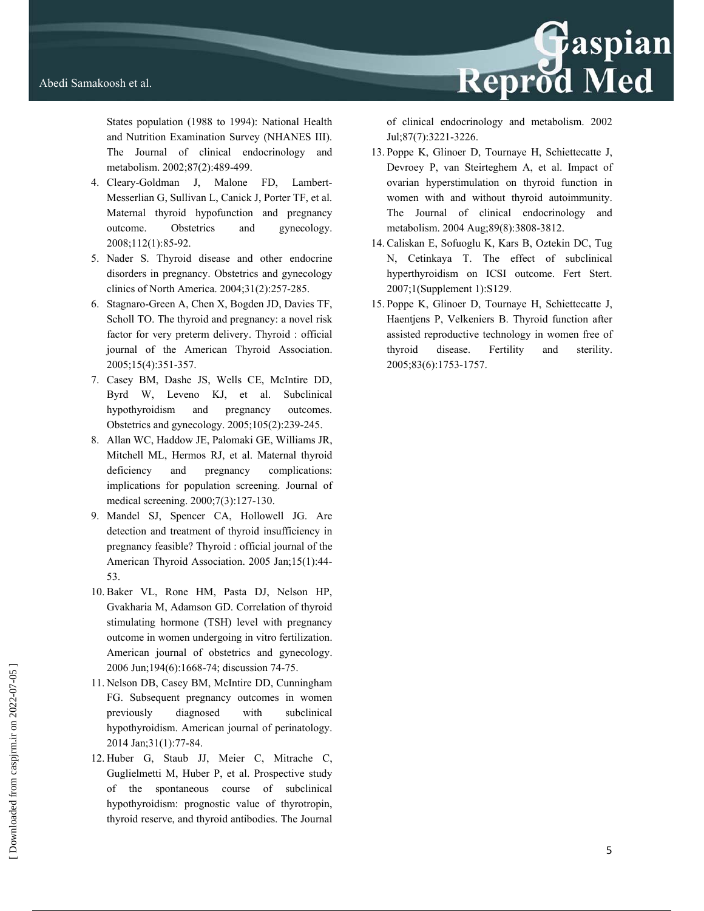States population (1988 to 1994): National Health and Nutrition Examination Survey (NHANES III). The Journal of clinical endocrinology and metabolism. 2002;87(2):489-499.

4. Cleary-Goldman J, Malone FD, Lambert-Messerlian G, Sullivan L, Canick J, Porter TF, et al. Maternal thyroid hypofunction and pregnancy outcome. Obstetrics and gynecology. 2008;112(1):85-92.
5. Nader S. Thyroid disease and other endocrine disorders in pregnancy. Obstetrics and gynecology clinics of North America. 2004;31(2):257-285.
6. Stagnaro-Green A, Chen X, Bogden JD, Davies TF, Scholl TO. The thyroid and pregnancy: a novel risk factor for very preterm delivery. Thyroid : official journal of the American Thyroid Association. 2005;15(4):351-357.
7. Casey BM, Dashe JS, Wells CE, McIntire DD, Byrd W, Leveno KJ, et al. Subclinical hypothyroidism and pregnancy outcomes. Obstetrics and gynecology. 2005;105(2):239-245.
8. Allan WC, Haddow JE, Palomaki GE, Williams JR, Mitchell ML, Hermos RJ, et al. Maternal thyroid deficiency and pregnancy complications: implications for population screening. Journal of medical screening. 2000;7(3):127-130.
9. Mandel SJ, Spencer CA, Hollowell JG. Are detection and treatment of thyroid insufficiency in pregnancy feasible? Thyroid : official journal of the American Thyroid Association. 2005 Jan;15(1):44-53.
10. Baker VL, Rone HM, Pasta DJ, Nelson HP, Gvakharia M, Adamson GD. Correlation of thyroid stimulating hormone (TSH) level with pregnancy outcome in women undergoing in vitro fertilization. American journal of obstetrics and gynecology. 2006 Jun;194(6):1668-74; discussion 74-75.
11. Nelson DB, Casey BM, McIntire DD, Cunningham FG. Subsequent pregnancy outcomes in women previously diagnosed with subclinical hypothyroidism. American journal of perinatology. 2014 Jan;31(1):77-84.
12. Huber G, Staub JJ, Meier C, Mitrache C, Guglielmetti M, Huber P, et al. Prospective study of the spontaneous course of subclinical hypothyroidism: prognostic value of thyrotropin, thyroid reserve, and thyroid antibodies. The Journal of clinical endocrinology and metabolism. 2002 Jul;87(7):3221-3226.
13. Poppe K, Glinoer D, Tournaye H, Schiettecatte J, Devroey P, van Steirteghem A, et al. Impact of ovarian hyperstimulation on thyroid function in women with and without thyroid autoimmunity. The Journal of clinical endocrinology and metabolism. 2004 Aug;89(8):3808-3812.
14. Caliskan E, Sofuoglu K, Kars B, Oztekin DC, Tug N, Cetinkaya T. The effect of subclinical hyperthyroidism on ICSI outcome. Fert Stert. 2007;1(Supplement 1):S129.
15. Poppe K, Glinoer D, Tournaye H, Schiettecatte J, Haentjens P, Velkeniers B. Thyroid function after assisted reproductive technology in women free of thyroid disease. Fertility and sterility. 2005;83(6):1753-1757.